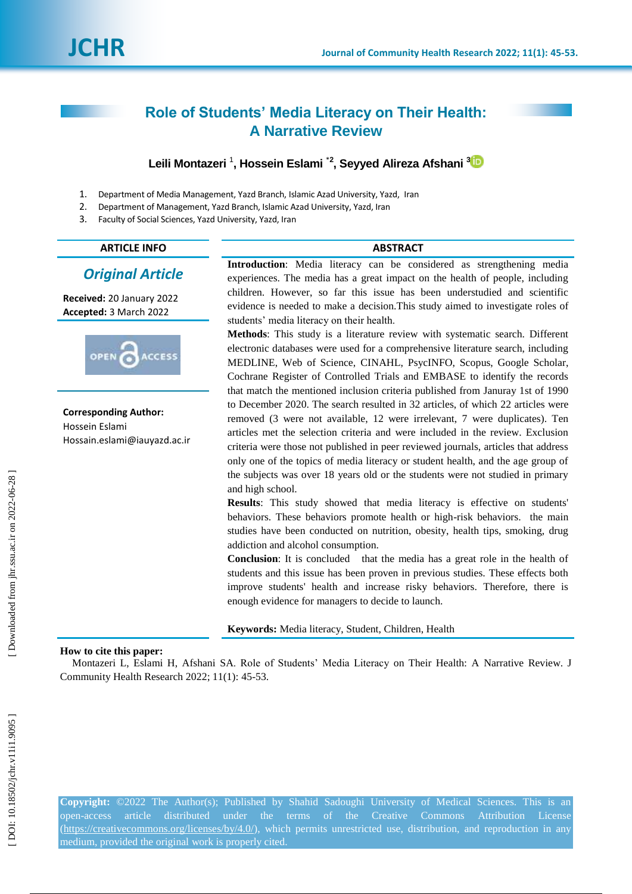# Role of Students' Media Literacy on Their Health: A Narrative Review

**Leili Montazeri [1], Hossein Eslami [*2], Seyyed Alireza Afshani [3]**

1. Department of Media Management, Yazd Branch, Islamic Azad University, Yazd, Iran
2. Department of Management, Yazd Branch, Islamic Azad University, Yazd, Iran
3. Faculty of Social Sciences, Yazd University, Yazd, Iran

## ARTICLE INFO

***Original Article***

**Received:** 20 January 2022
**Accepted:** 3 March 2022

OPEN ACCESS

**Corresponding Author:**
Hossein Eslami
Hossain.eslami@iauyazd.ac.ir

## ABSTRACT

**Introduction**: Media literacy can be considered as strengthening media experiences. The media has a great impact on the health of people, including children. However, so far this issue has been understudied and scientific evidence is needed to make a decision.This study aimed to investigate roles of students' media literacy on their health.

**Methods**: This study is a literature review with systematic search. Different electronic databases were used for a comprehensive literature search, including MEDLINE, Web of Science, CINAHL, PsycINFO, Scopus, Google Scholar, Cochrane Register of Controlled Trials and EMBASE to identify the records that match the mentioned inclusion criteria published from Januray 1st of 1990 to December 2020. The search resulted in 32 articles, of which 22 articles were removed (3 were not available, 12 were irrelevant, 7 were duplicates). Ten articles met the selection criteria and were included in the review. Exclusion criteria were those not published in peer reviewed journals, articles that address only one of the topics of media literacy or student health, and the age group of the subjects was over 18 years old or the students were not studied in primary and high school.

**Results**: This study showed that media literacy is effective on students' behaviors. These behaviors promote health or high-risk behaviors. the main studies have been conducted on nutrition, obesity, health tips, smoking, drug addiction and alcohol consumption.

**Conclusion**: It is concluded that the media has a great role in the health of students and this issue has been proven in previous studies. These effects both improve students' health and increase risky behaviors. Therefore, there is enough evidence for managers to decide to launch.

**Keywords:** Media literacy, Student, Children, Health

**How to cite this paper:**
Montazeri L, Eslami H, Afshani SA. Role of Students' Media Literacy on Their Health: A Narrative Review. J Community Health Research 2022; 11(1): 45-53.

**Copyright:** ©2022 The Author(s); Published by Shahid Sadoughi University of Medical Sciences. This is an open-access article distributed under the terms of the Creative Commons Attribution License (https://creativecommons.org/licenses/by/4.0/), which permits unrestricted use, distribution, and reproduction in any medium, provided the original work is properly cited.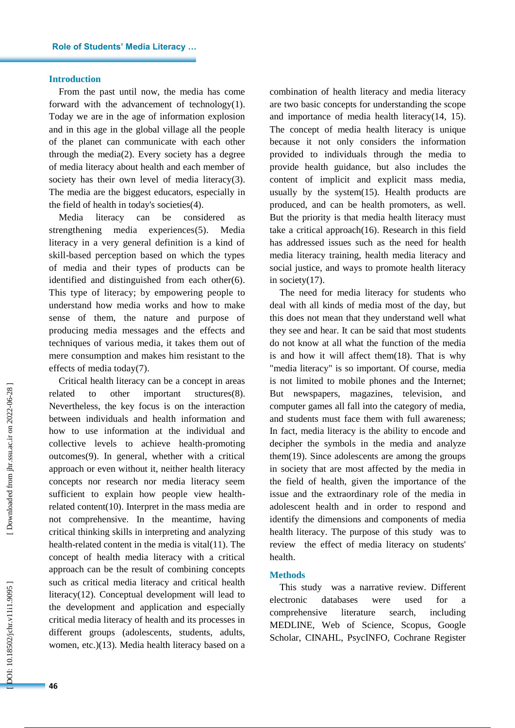## Introduction

From the past until now, the media has come forward with the advancement of technology(1). Today we are in the age of information explosion and in this age in the global village all the people of the planet can communicate with each other through the media(2). Every society has a degree of media literacy about health and each member of society has their own level of media literacy(3). The media are the biggest educators, especially in the field of health in today's societies(4).

Media literacy can be considered as strengthening media experiences(5). Media literacy in a very general definition is a kind of skill-based perception based on which the types of media and their types of products can be identified and distinguished from each other(6). This type of literacy; by empowering people to understand how media works and how to make sense of them, the nature and purpose of producing media messages and the effects and techniques of various media, it takes them out of mere consumption and makes him resistant to the effects of media today(7).

Critical health literacy can be a concept in areas related to other important structures(8). Nevertheless, the key focus is on the interaction between individuals and health information and how to use information at the individual and collective levels to achieve health-promoting outcomes(9). In general, whether with a critical approach or even without it, neither health literacy concepts nor research nor media literacy seem sufficient to explain how people view health-related content(10). Interpret in the mass media are not comprehensive. In the meantime, having critical thinking skills in interpreting and analyzing health-related content in the media is vital(11). The concept of health media literacy with a critical approach can be the result of combining concepts such as critical media literacy and critical health literacy(12). Conceptual development will lead to the development and application and especially critical media literacy of health and its processes in different groups (adolescents, students, adults, women, etc.)(13). Media health literacy based on a combination of health literacy and media literacy are two basic concepts for understanding the scope and importance of media health literacy(14, 15). The concept of media health literacy is unique because it not only considers the information provided to individuals through the media to provide health guidance, but also includes the content of implicit and explicit mass media, usually by the system(15). Health products are produced, and can be health promoters, as well. But the priority is that media health literacy must take a critical approach(16). Research in this field has addressed issues such as the need for health media literacy training, health media literacy and social justice, and ways to promote health literacy in society(17).

The need for media literacy for students who deal with all kinds of media most of the day, but this does not mean that they understand well what they see and hear. It can be said that most students do not know at all what the function of the media is and how it will affect them(18). That is why "media literacy" is so important. Of course, media is not limited to mobile phones and the Internet; But newspapers, magazines, television, and computer games all fall into the category of media, and students must face them with full awareness; In fact, media literacy is the ability to encode and decipher the symbols in the media and analyze them(19). Since adolescents are among the groups in society that are most affected by the media in the field of health, given the importance of the issue and the extraordinary role of the media in adolescent health and in order to respond and identify the dimensions and components of media health literacy. The purpose of this study was to review the effect of media literacy on students' health.

## Methods

This study was a narrative review. Different electronic databases were used for a comprehensive literature search, including MEDLINE, Web of Science, Scopus, Google Scholar, CINAHL, PsycINFO, Cochrane Register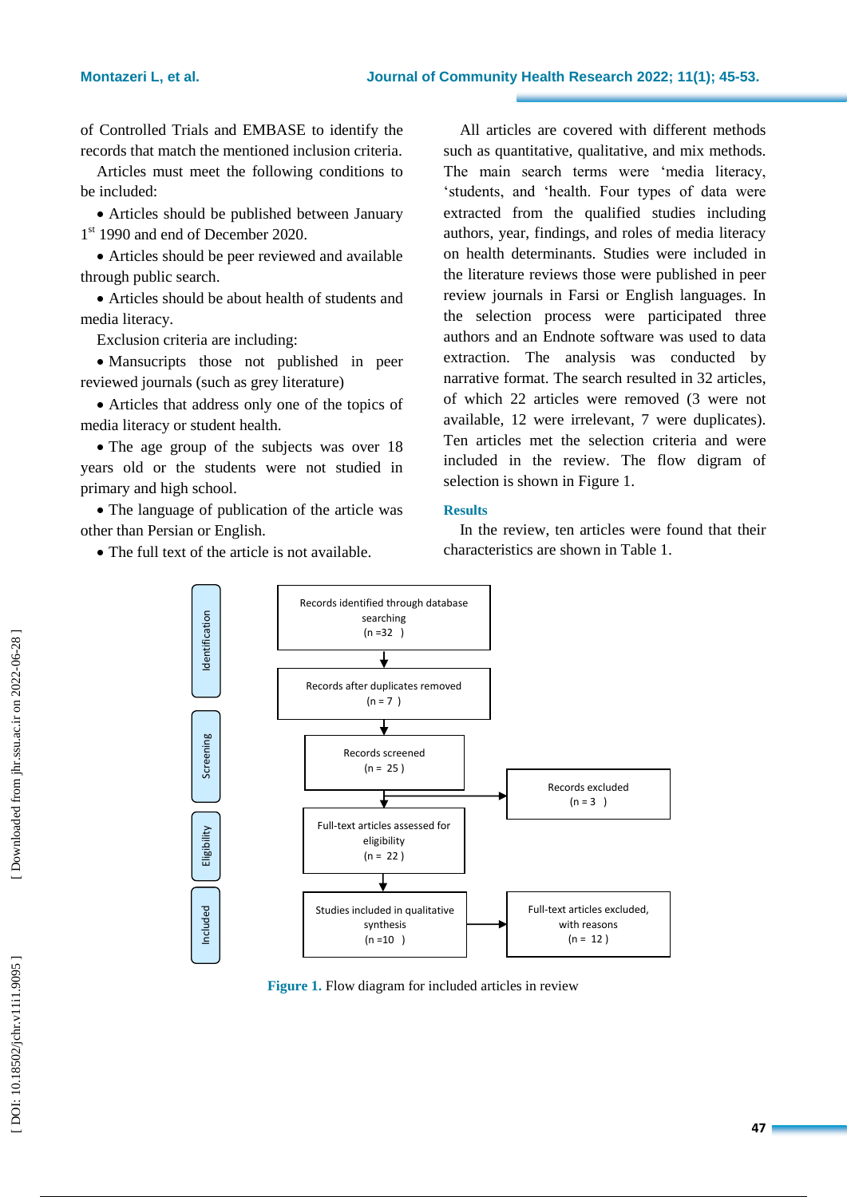of Controlled Trials and EMBASE to identify the records that match the mentioned inclusion criteria.

Articles must meet the following conditions to be included:

- Articles should be published between January 1st 1990 and end of December 2020.
- Articles should be peer reviewed and available through public search.
- Articles should be about health of students and media literacy.

Exclusion criteria are including:

- Mansucripts those not published in peer reviewed journals (such as grey literature)
- Articles that address only one of the topics of media literacy or student health.
- The age group of the subjects was over 18 years old or the students were not studied in primary and high school.
- The language of publication of the article was other than Persian or English.
- The full text of the article is not available.

All articles are covered with different methods such as quantitative, qualitative, and mix methods. The main search terms were 'media literacy, 'students, and 'health. Four types of data were extracted from the qualified studies including authors, year, findings, and roles of media literacy on health determinants. Studies were included in the literature reviews those were published in peer review journals in Farsi or English languages. In the selection process were participated three authors and an Endnote software was used to data extraction. The analysis was conducted by narrative format. The search resulted in 32 articles, of which 22 articles were removed (3 were not available, 12 were irrelevant, 7 were duplicates). Ten articles met the selection criteria and were included in the review. The flow digram of selection is shown in Figure 1.

## Results

In the review, ten articles were found that their characteristics are shown in Table 1.

Identification

Records identified through database searching
(n =32 )

Records after duplicates removed
(n = 7 )

Screening

Records screened
(n = 25 )

Records excluded
(n = 3 )

Eligibility

Full-text articles assessed for eligibility
(n = 22 )

Included

Studies included in qualitative synthesis
(n =10 )

Full-text articles excluded, with reasons
(n = 12 )

**Figure 1.** Flow diagram for included articles in review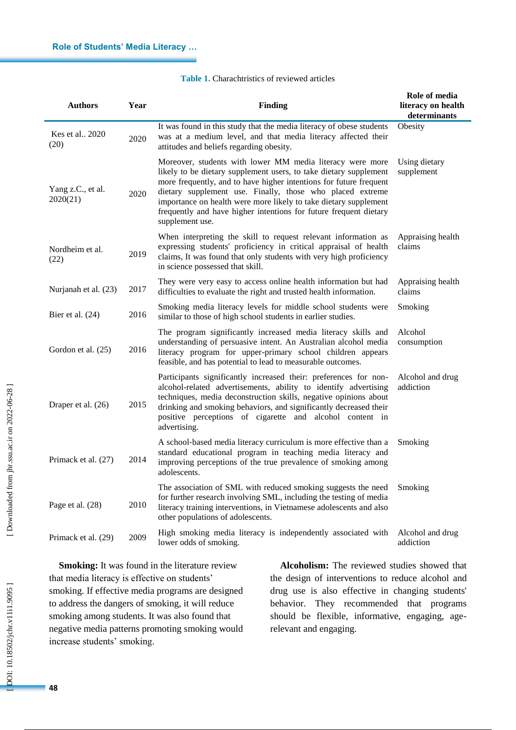**Table 1.** Charachtristics of reviewed articles

| Authors | Year | Finding | Role of media literacy on health determinants |
|---|---|---|---|
| Kes et al.. 2020 (20) | 2020 | It was found in this study that the media literacy of obese students was at a medium level, and that media literacy affected their attitudes and beliefs regarding obesity. | Obesity |
| Yang z.C., et al. 2020(21) | 2020 | Moreover, students with lower MM media literacy were more likely to be dietary supplement users, to take dietary supplement more frequently, and to have higher intentions for future frequent dietary supplement use. Finally, those who placed extreme importance on health were more likely to take dietary supplement frequently and have higher intentions for future frequent dietary supplement use. | Using dietary supplement |
| Nordheim et al. (22) | 2019 | When interpreting the skill to request relevant information as expressing students' proficiency in critical appraisal of health claims, It was found that only students with very high proficiency in science possessed that skill. | Appraising health claims |
| Nurjanah et al. (23) | 2017 | They were very easy to access online health information but had difficulties to evaluate the right and trusted health information. | Appraising health claims |
| Bier et al. (24) | 2016 | Smoking media literacy levels for middle school students were similar to those of high school students in earlier studies. | Smoking |
| Gordon et al. (25) | 2016 | The program significantly increased media literacy skills and understanding of persuasive intent. An Australian alcohol media literacy program for upper-primary school children appears feasible, and has potential to lead to measurable outcomes. | Alcohol consumption |
| Draper et al. (26) | 2015 | Participants significantly increased their: preferences for non-alcohol-related advertisements, ability to identify advertising techniques, media deconstruction skills, negative opinions about drinking and smoking behaviors, and significantly decreased their positive perceptions of cigarette and alcohol content in advertising. | Alcohol and drug addiction |
| Primack et al. (27) | 2014 | A school-based media literacy curriculum is more effective than a standard educational program in teaching media literacy and improving perceptions of the true prevalence of smoking among adolescents. | Smoking |
| Page et al. (28) | 2010 | The association of SML with reduced smoking suggests the need for further research involving SML, including the testing of media literacy training interventions, in Vietnamese adolescents and also other populations of adolescents. | Smoking |
| Primack et al. (29) | 2009 | High smoking media literacy is independently associated with lower odds of smoking. | Alcohol and drug addiction |

**Smoking:** It was found in the literature review that media literacy is effective on students' smoking. If effective media programs are designed to address the dangers of smoking, it will reduce smoking among students. It was also found that negative media patterns promoting smoking would increase students' smoking.

**Alcoholism:** The reviewed studies showed that the design of interventions to reduce alcohol and drug use is also effective in changing students' behavior. They recommended that programs should be flexible, informative, engaging, age-relevant and engaging.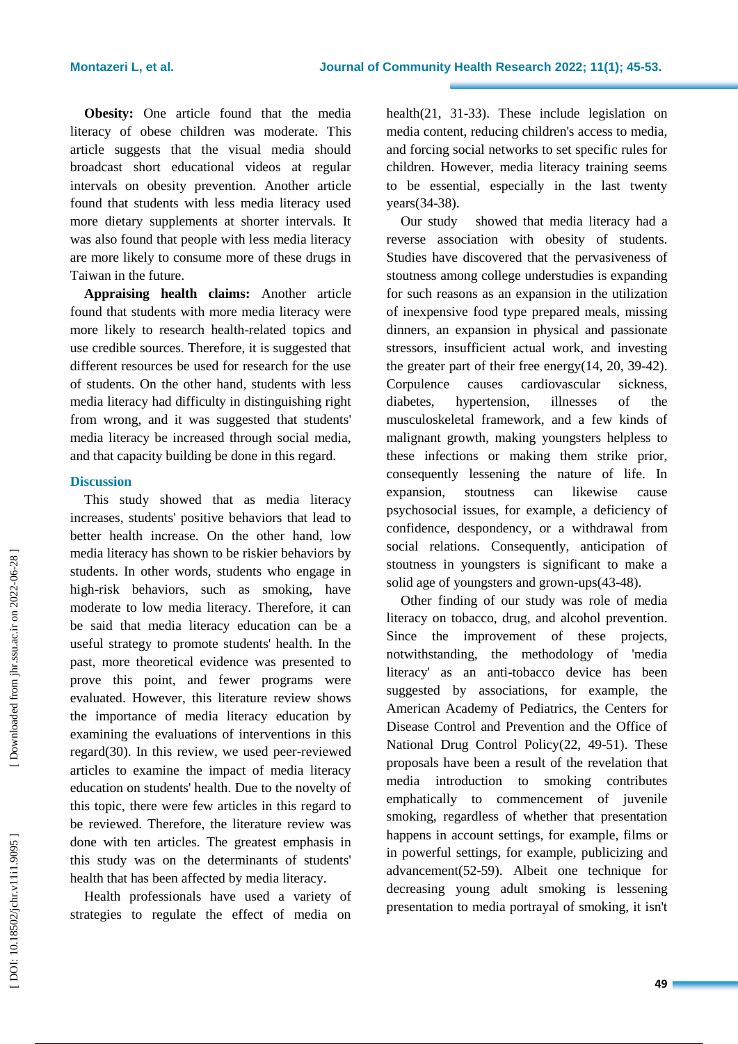**Obesity:** One article found that the media literacy of obese children was moderate. This article suggests that the visual media should broadcast short educational videos at regular intervals on obesity prevention. Another article found that students with less media literacy used more dietary supplements at shorter intervals. It was also found that people with less media literacy are more likely to consume more of these drugs in Taiwan in the future.

**Appraising health claims:** Another article found that students with more media literacy were more likely to research health-related topics and use credible sources. Therefore, it is suggested that different resources be used for research for the use of students. On the other hand, students with less media literacy had difficulty in distinguishing right from wrong, and it was suggested that students' media literacy be increased through social media, and that capacity building be done in this regard.

## Discussion

This study showed that as media literacy increases, students' positive behaviors that lead to better health increase. On the other hand, low media literacy has shown to be riskier behaviors by students. In other words, students who engage in high-risk behaviors, such as smoking, have moderate to low media literacy. Therefore, it can be said that media literacy education can be a useful strategy to promote students' health. In the past, more theoretical evidence was presented to prove this point, and fewer programs were evaluated. However, this literature review shows the importance of media literacy education by examining the evaluations of interventions in this regard(30). In this review, we used peer-reviewed articles to examine the impact of media literacy education on students' health. Due to the novelty of this topic, there were few articles in this regard to be reviewed. Therefore, the literature review was done with ten articles. The greatest emphasis in this study was on the determinants of students' health that has been affected by media literacy.

Health professionals have used a variety of strategies to regulate the effect of media on health(21, 31-33). These include legislation on media content, reducing children's access to media, and forcing social networks to set specific rules for children. However, media literacy training seems to be essential, especially in the last twenty years(34-38).

Our study showed that media literacy had a reverse association with obesity of students. Studies have discovered that the pervasiveness of stoutness among college understudies is expanding for such reasons as an expansion in the utilization of inexpensive food type prepared meals, missing dinners, an expansion in physical and passionate stressors, insufficient actual work, and investing the greater part of their free energy(14, 20, 39-42). Corpulence causes cardiovascular sickness, diabetes, hypertension, illnesses of the musculoskeletal framework, and a few kinds of malignant growth, making youngsters helpless to these infections or making them strike prior, consequently lessening the nature of life. In expansion, stoutness can likewise cause psychosocial issues, for example, a deficiency of confidence, despondency, or a withdrawal from social relations. Consequently, anticipation of stoutness in youngsters is significant to make a solid age of youngsters and grown-ups(43-48).

Other finding of our study was role of media literacy on tobacco, drug, and alcohol prevention. Since the improvement of these projects, notwithstanding, the methodology of 'media literacy' as an anti-tobacco device has been suggested by associations, for example, the American Academy of Pediatrics, the Centers for Disease Control and Prevention and the Office of National Drug Control Policy(22, 49-51). These proposals have been a result of the revelation that media introduction to smoking contributes emphatically to commencement of juvenile smoking, regardless of whether that presentation happens in account settings, for example, films or in powerful settings, for example, publicizing and advancement(52-59). Albeit one technique for decreasing young adult smoking is lessening presentation to media portrayal of smoking, it isn't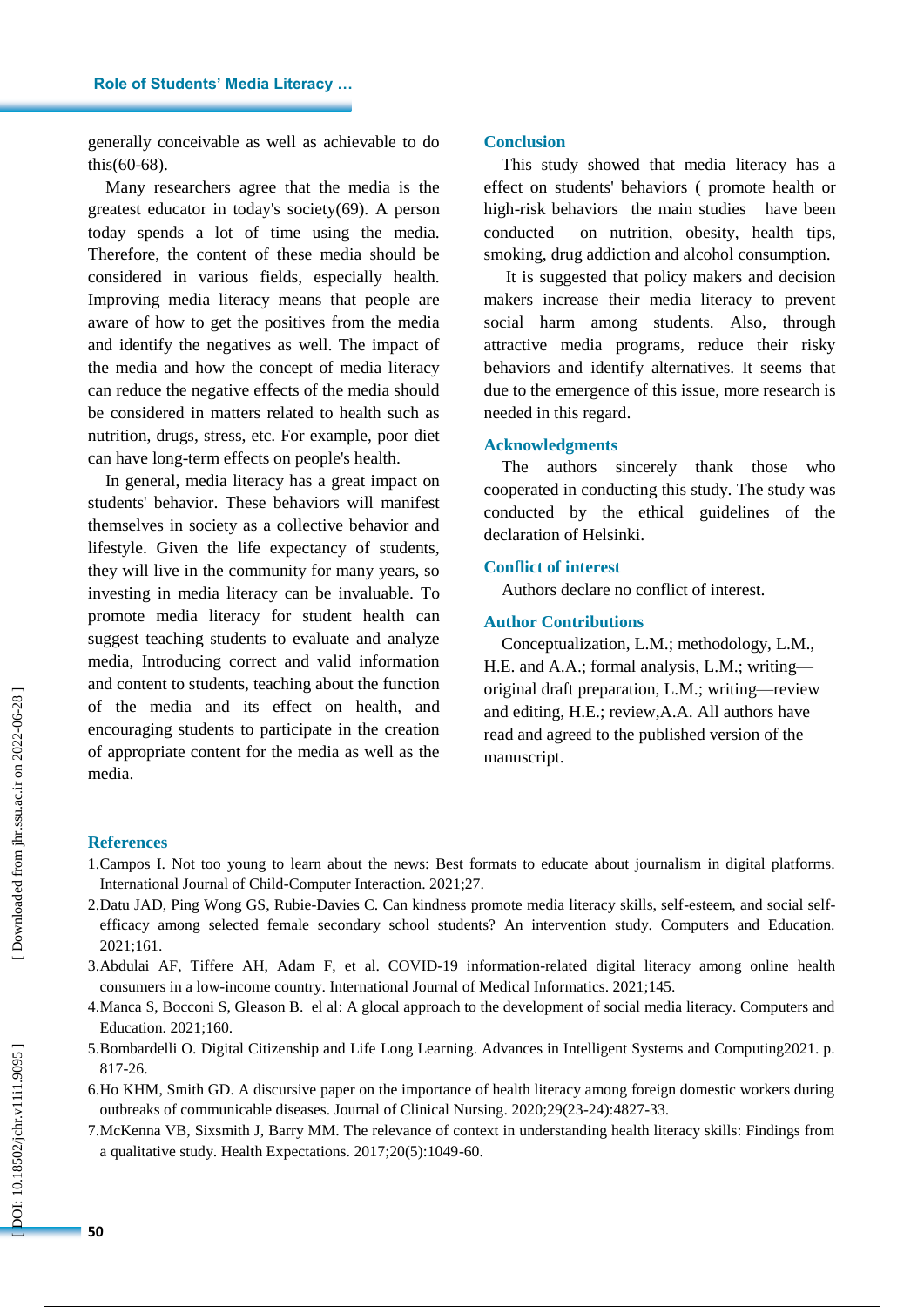generally conceivable as well as achievable to do this(60-68).

Many researchers agree that the media is the greatest educator in today's society(69). A person today spends a lot of time using the media. Therefore, the content of these media should be considered in various fields, especially health. Improving media literacy means that people are aware of how to get the positives from the media and identify the negatives as well. The impact of the media and how the concept of media literacy can reduce the negative effects of the media should be considered in matters related to health such as nutrition, drugs, stress, etc. For example, poor diet can have long-term effects on people's health.

In general, media literacy has a great impact on students' behavior. These behaviors will manifest themselves in society as a collective behavior and lifestyle. Given the life expectancy of students, they will live in the community for many years, so investing in media literacy can be invaluable. To promote media literacy for student health can suggest teaching students to evaluate and analyze media, Introducing correct and valid information and content to students, teaching about the function of the media and its effect on health, and encouraging students to participate in the creation of appropriate content for the media as well as the media.

## Conclusion

This study showed that media literacy has a effect on students' behaviors ( promote health or high-risk behaviors the main studies have been conducted on nutrition, obesity, health tips, smoking, drug addiction and alcohol consumption.

It is suggested that policy makers and decision makers increase their media literacy to prevent social harm among students. Also, through attractive media programs, reduce their risky behaviors and identify alternatives. It seems that due to the emergence of this issue, more research is needed in this regard.

## Acknowledgments

The authors sincerely thank those who cooperated in conducting this study. The study was conducted by the ethical guidelines of the declaration of Helsinki.

## Conflict of interest

Authors declare no conflict of interest.

## Author Contributions

Conceptualization, L.M.; methodology, L.M., H.E. and A.A.; formal analysis, L.M.; writing—original draft preparation, L.M.; writing—review and editing, H.E.; review,A.A. All authors have read and agreed to the published version of the manuscript.

## References

1. Campos I. Not too young to learn about the news: Best formats to educate about journalism in digital platforms. International Journal of Child-Computer Interaction. 2021;27.
2. Datu JAD, Ping Wong GS, Rubie-Davies C. Can kindness promote media literacy skills, self-esteem, and social self-efficacy among selected female secondary school students? An intervention study. Computers and Education. 2021;161.
3. Abdulai AF, Tiffere AH, Adam F, et al. COVID-19 information-related digital literacy among online health consumers in a low-income country. International Journal of Medical Informatics. 2021;145.
4. Manca S, Bocconi S, Gleason B. el al: A glocal approach to the development of social media literacy. Computers and Education. 2021;160.
5. Bombardelli O. Digital Citizenship and Life Long Learning. Advances in Intelligent Systems and Computing2021. p. 817-26.
6. Ho KHM, Smith GD. A discursive paper on the importance of health literacy among foreign domestic workers during outbreaks of communicable diseases. Journal of Clinical Nursing. 2020;29(23-24):4827-33.
7. McKenna VB, Sixsmith J, Barry MM. The relevance of context in understanding health literacy skills: Findings from a qualitative study. Health Expectations. 2017;20(5):1049-60.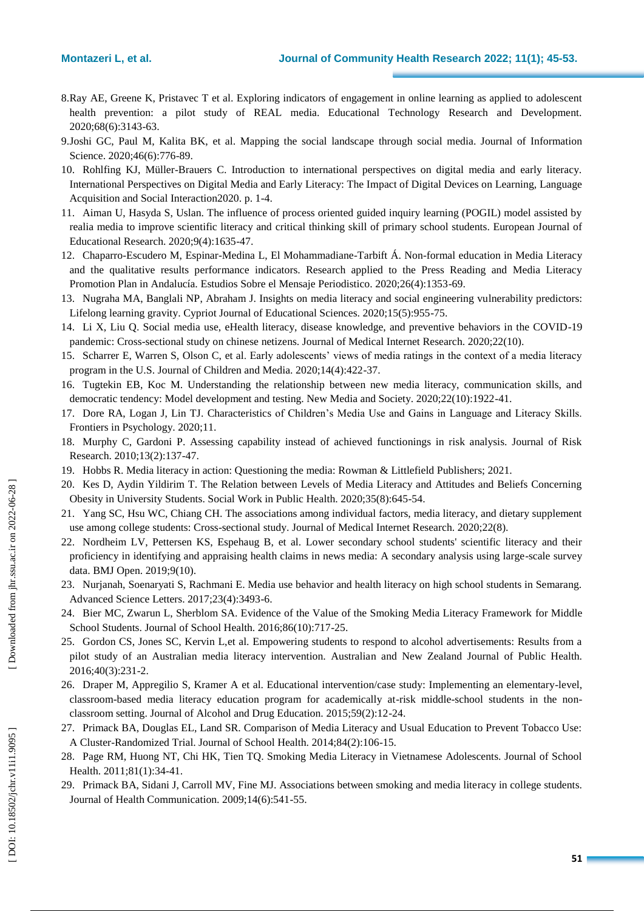8.Ray AE, Greene K, Pristavec T et al. Exploring indicators of engagement in online learning as applied to adolescent health prevention: a pilot study of REAL media. Educational Technology Research and Development. 2020;68(6):3143-63.

9.Joshi GC, Paul M, Kalita BK, et al. Mapping the social landscape through social media. Journal of Information Science. 2020;46(6):776-89.

10. Rohlfing KJ, Müller-Brauers C. Introduction to international perspectives on digital media and early literacy. International Perspectives on Digital Media and Early Literacy: The Impact of Digital Devices on Learning, Language Acquisition and Social Interaction2020. p. 1-4.

11. Aiman U, Hasyda S, Uslan. The influence of process oriented guided inquiry learning (POGIL) model assisted by realia media to improve scientific literacy and critical thinking skill of primary school students. European Journal of Educational Research. 2020;9(4):1635-47.

12. Chaparro-Escudero M, Espinar-Medina L, El Mohammadiane-Tarbift Á. Non-formal education in Media Literacy and the qualitative results performance indicators. Research applied to the Press Reading and Media Literacy Promotion Plan in Andalucía. Estudios Sobre el Mensaje Periodistico. 2020;26(4):1353-69.

13. Nugraha MA, Banglali NP, Abraham J. Insights on media literacy and social engineering vulnerability predictors: Lifelong learning gravity. Cypriot Journal of Educational Sciences. 2020;15(5):955-75.

14. Li X, Liu Q. Social media use, eHealth literacy, disease knowledge, and preventive behaviors in the COVID-19 pandemic: Cross-sectional study on chinese netizens. Journal of Medical Internet Research. 2020;22(10).

15. Scharrer E, Warren S, Olson C, et al. Early adolescents' views of media ratings in the context of a media literacy program in the U.S. Journal of Children and Media. 2020;14(4):422-37.

16. Tugtekin EB, Koc M. Understanding the relationship between new media literacy, communication skills, and democratic tendency: Model development and testing. New Media and Society. 2020;22(10):1922-41.

17. Dore RA, Logan J, Lin TJ. Characteristics of Children's Media Use and Gains in Language and Literacy Skills. Frontiers in Psychology. 2020;11.

18. Murphy C, Gardoni P. Assessing capability instead of achieved functionings in risk analysis. Journal of Risk Research. 2010;13(2):137-47.

19. Hobbs R. Media literacy in action: Questioning the media: Rowman & Littlefield Publishers; 2021.

20. Kes D, Aydin Yildirim T. The Relation between Levels of Media Literacy and Attitudes and Beliefs Concerning Obesity in University Students. Social Work in Public Health. 2020;35(8):645-54.

21. Yang SC, Hsu WC, Chiang CH. The associations among individual factors, media literacy, and dietary supplement use among college students: Cross-sectional study. Journal of Medical Internet Research. 2020;22(8).

22. Nordheim LV, Pettersen KS, Espehaug B, et al. Lower secondary school students' scientific literacy and their proficiency in identifying and appraising health claims in news media: A secondary analysis using large-scale survey data. BMJ Open. 2019;9(10).

23. Nurjanah, Soenaryati S, Rachmani E. Media use behavior and health literacy on high school students in Semarang. Advanced Science Letters. 2017;23(4):3493-6.

24. Bier MC, Zwarun L, Sherblom SA. Evidence of the Value of the Smoking Media Literacy Framework for Middle School Students. Journal of School Health. 2016;86(10):717-25.

25. Gordon CS, Jones SC, Kervin L,et al. Empowering students to respond to alcohol advertisements: Results from a pilot study of an Australian media literacy intervention. Australian and New Zealand Journal of Public Health. 2016;40(3):231-2.

26. Draper M, Appregilio S, Kramer A et al. Educational intervention/case study: Implementing an elementary-level, classroom-based media literacy education program for academically at-risk middle-school students in the non-classroom setting. Journal of Alcohol and Drug Education. 2015;59(2):12-24.

27. Primack BA, Douglas EL, Land SR. Comparison of Media Literacy and Usual Education to Prevent Tobacco Use: A Cluster-Randomized Trial. Journal of School Health. 2014;84(2):106-15.

28. Page RM, Huong NT, Chi HK, Tien TQ. Smoking Media Literacy in Vietnamese Adolescents. Journal of School Health. 2011;81(1):34-41.

29. Primack BA, Sidani J, Carroll MV, Fine MJ. Associations between smoking and media literacy in college students. Journal of Health Communication. 2009;14(6):541-55.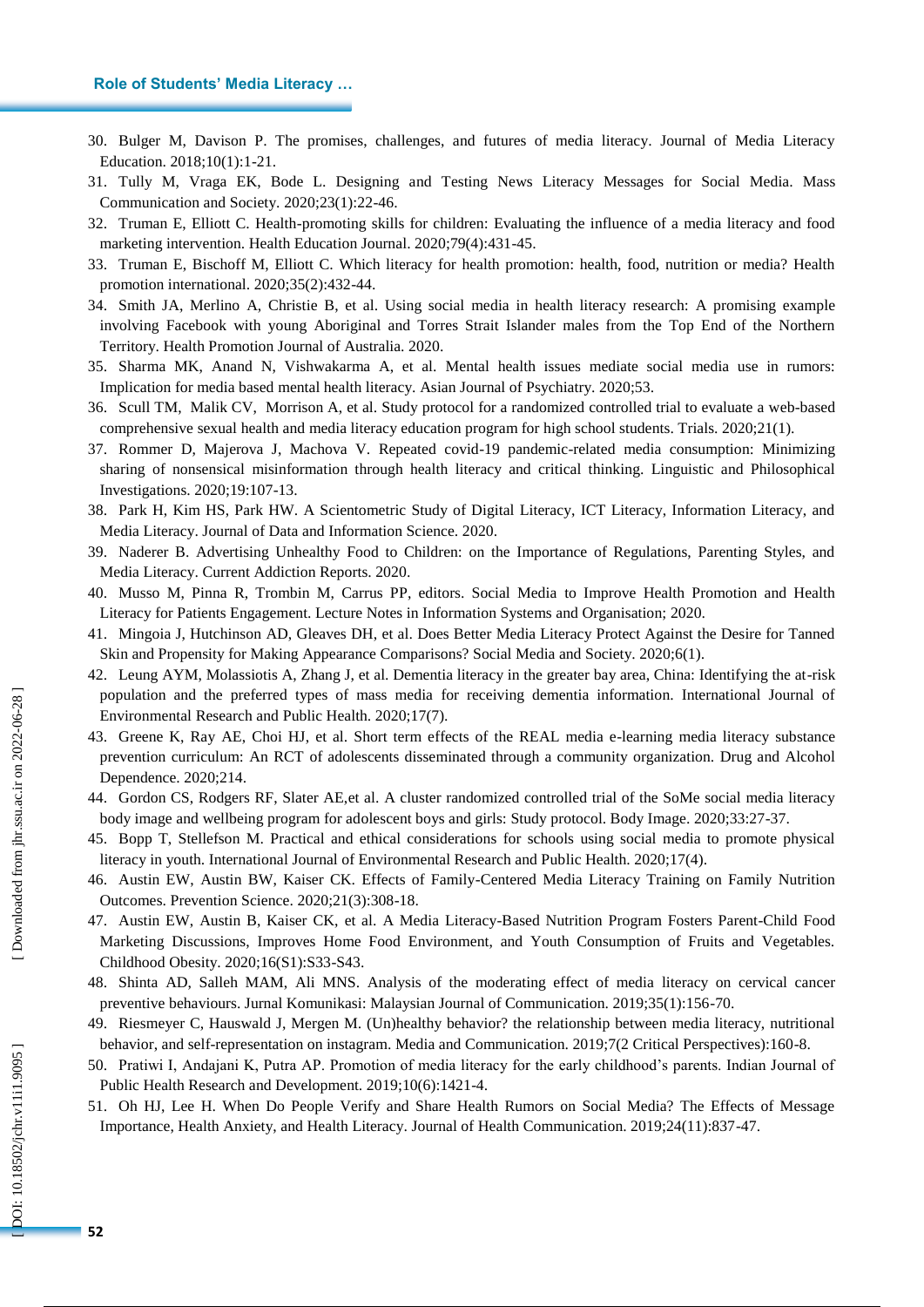30. Bulger M, Davison P. The promises, challenges, and futures of media literacy. Journal of Media Literacy Education. 2018;10(1):1-21.
31. Tully M, Vraga EK, Bode L. Designing and Testing News Literacy Messages for Social Media. Mass Communication and Society. 2020;23(1):22-46.
32. Truman E, Elliott C. Health-promoting skills for children: Evaluating the influence of a media literacy and food marketing intervention. Health Education Journal. 2020;79(4):431-45.
33. Truman E, Bischoff M, Elliott C. Which literacy for health promotion: health, food, nutrition or media? Health promotion international. 2020;35(2):432-44.
34. Smith JA, Merlino A, Christie B, et al. Using social media in health literacy research: A promising example involving Facebook with young Aboriginal and Torres Strait Islander males from the Top End of the Northern Territory. Health Promotion Journal of Australia. 2020.
35. Sharma MK, Anand N, Vishwakarma A, et al. Mental health issues mediate social media use in rumors: Implication for media based mental health literacy. Asian Journal of Psychiatry. 2020;53.
36. Scull TM, Malik CV, Morrison A, et al. Study protocol for a randomized controlled trial to evaluate a web-based comprehensive sexual health and media literacy education program for high school students. Trials. 2020;21(1).
37. Rommer D, Majerova J, Machova V. Repeated covid-19 pandemic-related media consumption: Minimizing sharing of nonsensical misinformation through health literacy and critical thinking. Linguistic and Philosophical Investigations. 2020;19:107-13.
38. Park H, Kim HS, Park HW. A Scientometric Study of Digital Literacy, ICT Literacy, Information Literacy, and Media Literacy. Journal of Data and Information Science. 2020.
39. Naderer B. Advertising Unhealthy Food to Children: on the Importance of Regulations, Parenting Styles, and Media Literacy. Current Addiction Reports. 2020.
40. Musso M, Pinna R, Trombin M, Carrus PP, editors. Social Media to Improve Health Promotion and Health Literacy for Patients Engagement. Lecture Notes in Information Systems and Organisation; 2020.
41. Mingoia J, Hutchinson AD, Gleaves DH, et al. Does Better Media Literacy Protect Against the Desire for Tanned Skin and Propensity for Making Appearance Comparisons? Social Media and Society. 2020;6(1).
42. Leung AYM, Molassiotis A, Zhang J, et al. Dementia literacy in the greater bay area, China: Identifying the at-risk population and the preferred types of mass media for receiving dementia information. International Journal of Environmental Research and Public Health. 2020;17(7).
43. Greene K, Ray AE, Choi HJ, et al. Short term effects of the REAL media e-learning media literacy substance prevention curriculum: An RCT of adolescents disseminated through a community organization. Drug and Alcohol Dependence. 2020;214.
44. Gordon CS, Rodgers RF, Slater AE,et al. A cluster randomized controlled trial of the SoMe social media literacy body image and wellbeing program for adolescent boys and girls: Study protocol. Body Image. 2020;33:27-37.
45. Bopp T, Stellefson M. Practical and ethical considerations for schools using social media to promote physical literacy in youth. International Journal of Environmental Research and Public Health. 2020;17(4).
46. Austin EW, Austin BW, Kaiser CK. Effects of Family-Centered Media Literacy Training on Family Nutrition Outcomes. Prevention Science. 2020;21(3):308-18.
47. Austin EW, Austin B, Kaiser CK, et al. A Media Literacy-Based Nutrition Program Fosters Parent-Child Food Marketing Discussions, Improves Home Food Environment, and Youth Consumption of Fruits and Vegetables. Childhood Obesity. 2020;16(S1):S33-S43.
48. Shinta AD, Salleh MAM, Ali MNS. Analysis of the moderating effect of media literacy on cervical cancer preventive behaviours. Jurnal Komunikasi: Malaysian Journal of Communication. 2019;35(1):156-70.
49. Riesmeyer C, Hauswald J, Mergen M. (Un)healthy behavior? the relationship between media literacy, nutritional behavior, and self-representation on instagram. Media and Communication. 2019;7(2 Critical Perspectives):160-8.
50. Pratiwi I, Andajani K, Putra AP. Promotion of media literacy for the early childhood's parents. Indian Journal of Public Health Research and Development. 2019;10(6):1421-4.
51. Oh HJ, Lee H. When Do People Verify and Share Health Rumors on Social Media? The Effects of Message Importance, Health Anxiety, and Health Literacy. Journal of Health Communication. 2019;24(11):837-47.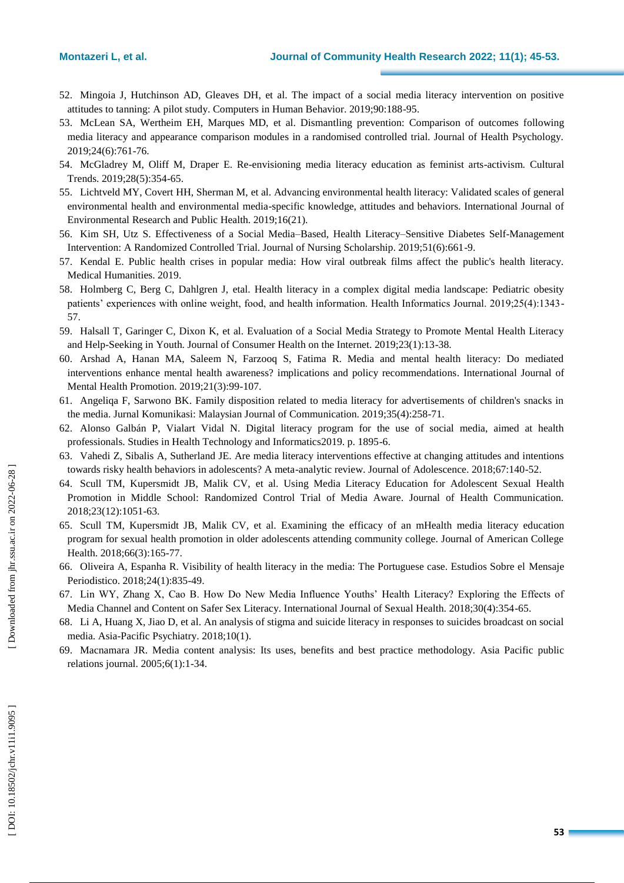52. Mingoia J, Hutchinson AD, Gleaves DH, et al. The impact of a social media literacy intervention on positive attitudes to tanning: A pilot study. Computers in Human Behavior. 2019;90:188-95.
53. McLean SA, Wertheim EH, Marques MD, et al. Dismantling prevention: Comparison of outcomes following media literacy and appearance comparison modules in a randomised controlled trial. Journal of Health Psychology. 2019;24(6):761-76.
54. McGladrey M, Oliff M, Draper E. Re-envisioning media literacy education as feminist arts-activism. Cultural Trends. 2019;28(5):354-65.
55. Lichtveld MY, Covert HH, Sherman M, et al. Advancing environmental health literacy: Validated scales of general environmental health and environmental media-specific knowledge, attitudes and behaviors. International Journal of Environmental Research and Public Health. 2019;16(21).
56. Kim SH, Utz S. Effectiveness of a Social Media–Based, Health Literacy–Sensitive Diabetes Self-Management Intervention: A Randomized Controlled Trial. Journal of Nursing Scholarship. 2019;51(6):661-9.
57. Kendal E. Public health crises in popular media: How viral outbreak films affect the public's health literacy. Medical Humanities. 2019.
58. Holmberg C, Berg C, Dahlgren J, etal. Health literacy in a complex digital media landscape: Pediatric obesity patients' experiences with online weight, food, and health information. Health Informatics Journal. 2019;25(4):1343-57.
59. Halsall T, Garinger C, Dixon K, et al. Evaluation of a Social Media Strategy to Promote Mental Health Literacy and Help-Seeking in Youth. Journal of Consumer Health on the Internet. 2019;23(1):13-38.
60. Arshad A, Hanan MA, Saleem N, Farzooq S, Fatima R. Media and mental health literacy: Do mediated interventions enhance mental health awareness? implications and policy recommendations. International Journal of Mental Health Promotion. 2019;21(3):99-107.
61. Angeliqa F, Sarwono BK. Family disposition related to media literacy for advertisements of children's snacks in the media. Jurnal Komunikasi: Malaysian Journal of Communication. 2019;35(4):258-71.
62. Alonso Galbán P, Vialart Vidal N. Digital literacy program for the use of social media, aimed at health professionals. Studies in Health Technology and Informatics2019. p. 1895-6.
63. Vahedi Z, Sibalis A, Sutherland JE. Are media literacy interventions effective at changing attitudes and intentions towards risky health behaviors in adolescents? A meta-analytic review. Journal of Adolescence. 2018;67:140-52.
64. Scull TM, Kupersmidt JB, Malik CV, et al. Using Media Literacy Education for Adolescent Sexual Health Promotion in Middle School: Randomized Control Trial of Media Aware. Journal of Health Communication. 2018;23(12):1051-63.
65. Scull TM, Kupersmidt JB, Malik CV, et al. Examining the efficacy of an mHealth media literacy education program for sexual health promotion in older adolescents attending community college. Journal of American College Health. 2018;66(3):165-77.
66. Oliveira A, Espanha R. Visibility of health literacy in the media: The Portuguese case. Estudios Sobre el Mensaje Periodistico. 2018;24(1):835-49.
67. Lin WY, Zhang X, Cao B. How Do New Media Influence Youths' Health Literacy? Exploring the Effects of Media Channel and Content on Safer Sex Literacy. International Journal of Sexual Health. 2018;30(4):354-65.
68. Li A, Huang X, Jiao D, et al. An analysis of stigma and suicide literacy in responses to suicides broadcast on social media. Asia-Pacific Psychiatry. 2018;10(1).
69. Macnamara JR. Media content analysis: Its uses, benefits and best practice methodology. Asia Pacific public relations journal. 2005;6(1):1-34.